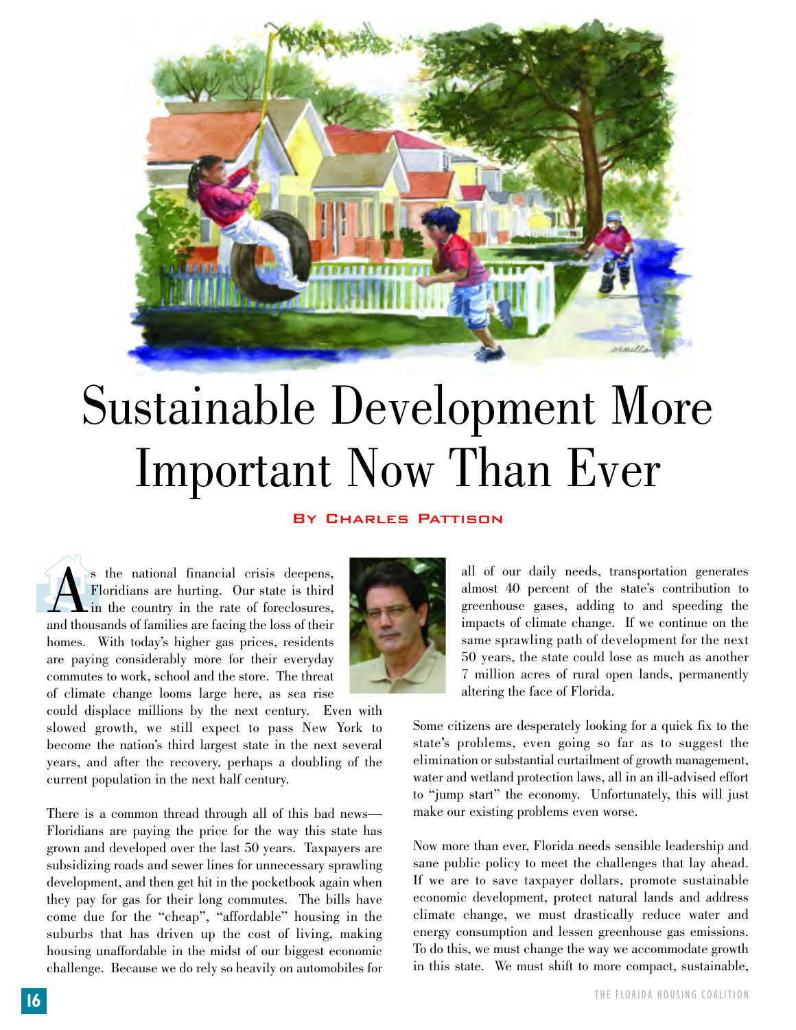# Sustainable Development More Important Now Than Ever

**By Charles Pattison**

As the national financial crisis deepens, Floridians are hurting. Our state is third in the country in the rate of foreclosures, and thousands of families are facing the loss of their homes. With today's higher gas prices, residents are paying considerably more for their everyday commutes to work, school and the store. The threat of climate change looms large here, as sea rise could displace millions by the next century. Even with slowed growth, we still expect to pass New York to become the nation's third largest state in the next several years, and after the recovery, perhaps a doubling of the current population in the next half century.

There is a common thread through all of this bad news—Floridians are paying the price for the way this state has grown and developed over the last 50 years. Taxpayers are subsidizing roads and sewer lines for unnecessary sprawling development, and then get hit in the pocketbook again when they pay for gas for their long commutes. The bills have come due for the "cheap", "affordable" housing in the suburbs that has driven up the cost of living, making housing unaffordable in the midst of our biggest economic challenge. Because we do rely so heavily on automobiles for all of our daily needs, transportation generates almost 40 percent of the state's contribution to greenhouse gases, adding to and speeding the impacts of climate change. If we continue on the same sprawling path of development for the next 50 years, the state could lose as much as another 7 million acres of rural open lands, permanently altering the face of Florida.

Some citizens are desperately looking for a quick fix to the state's problems, even going so far as to suggest the elimination or substantial curtailment of growth management, water and wetland protection laws, all in an ill-advised effort to "jump start" the economy. Unfortunately, this will just make our existing problems even worse.

Now more than ever, Florida needs sensible leadership and sane public policy to meet the challenges that lay ahead. If we are to save taxpayer dollars, promote sustainable economic development, protect natural lands and address climate change, we must drastically reduce water and energy consumption and lessen greenhouse gas emissions. To do this, we must change the way we accommodate growth in this state. We must shift to more compact, sustainable,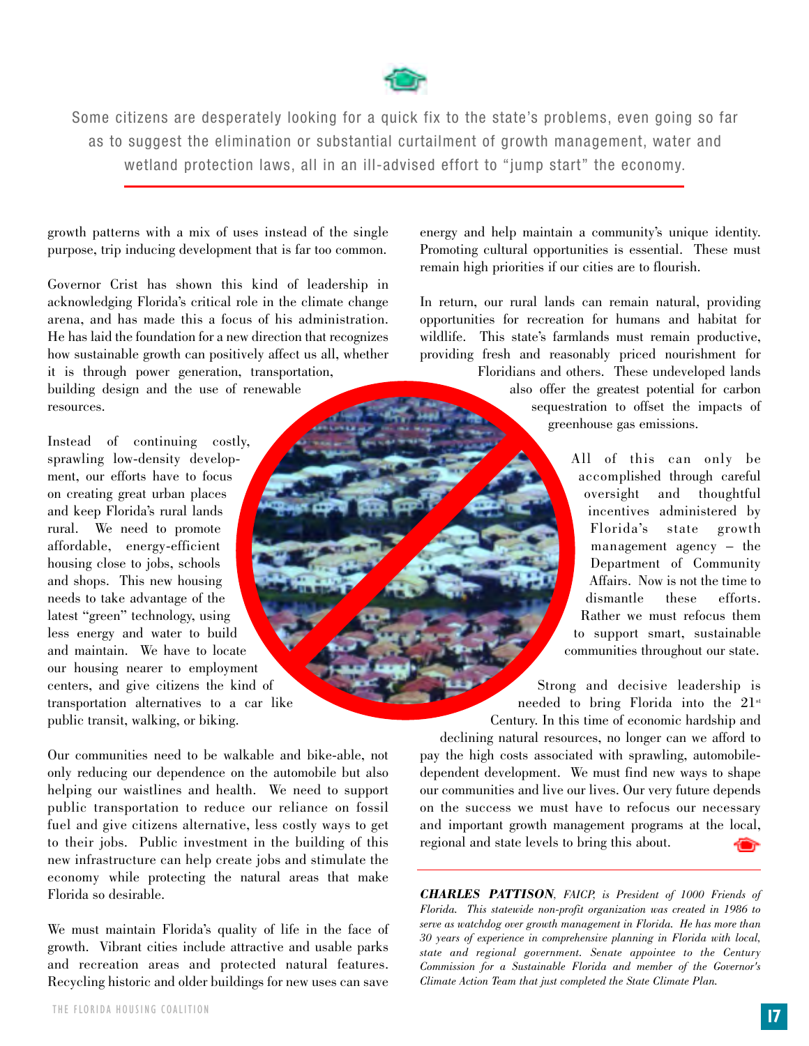Some citizens are desperately looking for a quick fix to the state's problems, even going so far as to suggest the elimination or substantial curtailment of growth management, water and wetland protection laws, all in an ill-advised effort to "jump start" the economy.

---

growth patterns with a mix of uses instead of the single purpose, trip inducing development that is far too common.

Governor Crist has shown this kind of leadership in acknowledging Florida's critical role in the climate change arena, and has made this a focus of his administration. He has laid the foundation for a new direction that recognizes how sustainable growth can positively affect us all, whether it is through power generation, transportation, building design and the use of renewable resources.

Instead of continuing costly, sprawling low-density development, our efforts have to focus on creating great urban places and keep Florida's rural lands rural. We need to promote affordable, energy-efficient housing close to jobs, schools and shops. This new housing needs to take advantage of the latest "green" technology, using less energy and water to build and maintain. We have to locate our housing nearer to employment centers, and give citizens the kind of transportation alternatives to a car like public transit, walking, or biking.

Our communities need to be walkable and bike-able, not only reducing our dependence on the automobile but also helping our waistlines and health. We need to support public transportation to reduce our reliance on fossil fuel and give citizens alternative, less costly ways to get to their jobs. Public investment in the building of this new infrastructure can help create jobs and stimulate the economy while protecting the natural areas that make Florida so desirable.

We must maintain Florida's quality of life in the face of growth. Vibrant cities include attractive and usable parks and recreation areas and protected natural features. Recycling historic and older buildings for new uses can save energy and help maintain a community's unique identity. Promoting cultural opportunities is essential. These must remain high priorities if our cities are to flourish.

In return, our rural lands can remain natural, providing opportunities for recreation for humans and habitat for wildlife. This state's farmlands must remain productive, providing fresh and reasonably priced nourishment for Floridians and others. These undeveloped lands also offer the greatest potential for carbon sequestration to offset the impacts of greenhouse gas emissions.

All of this can only be accomplished through careful oversight and thoughtful incentives administered by Florida's state growth management agency – the Department of Community Affairs. Now is not the time to dismantle these efforts. Rather we must refocus them to support smart, sustainable communities throughout our state.

Strong and decisive leadership is needed to bring Florida into the 21st Century. In this time of economic hardship and declining natural resources, no longer can we afford to pay the high costs associated with sprawling, automobile-dependent development. We must find new ways to shape our communities and live our lives. Our very future depends on the success we must have to refocus our necessary and important growth management programs at the local, regional and state levels to bring this about.

---

***CHARLES PATTISON**, FAICP, is President of 1000 Friends of Florida. This statewide non-profit organization was created in 1986 to serve as watchdog over growth management in Florida. He has more than 30 years of experience in comprehensive planning in Florida with local, state and regional government. Senate appointee to the Century Commission for a Sustainable Florida and member of the Governor's Climate Action Team that just completed the State Climate Plan.*